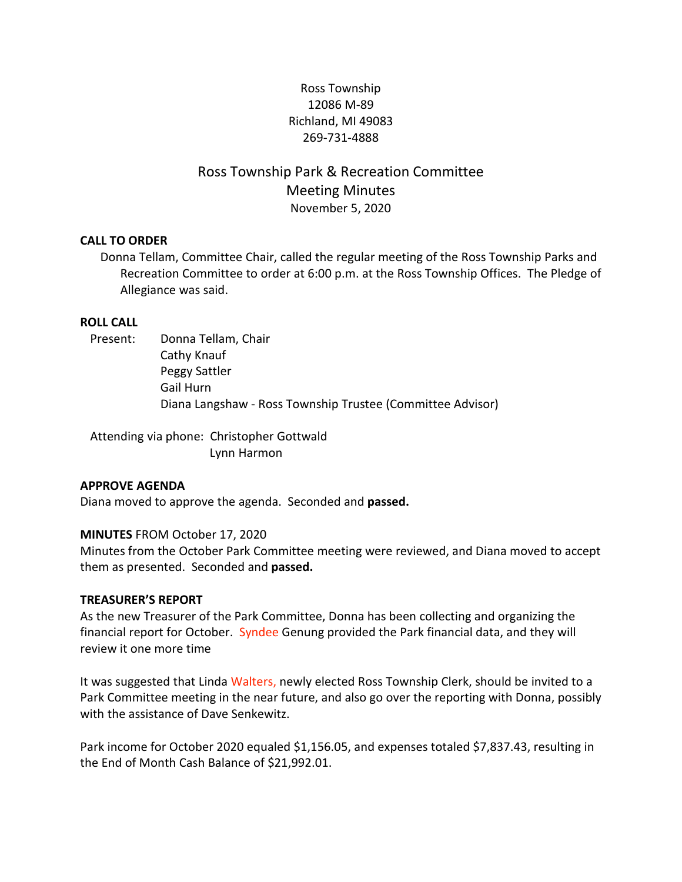Ross Township
12086 M-89
Richland, MI 49083
269-731-4888

# Ross Township Park & Recreation Committee
## Meeting Minutes
November 5, 2020

**CALL TO ORDER**

Donna Tellam, Committee Chair, called the regular meeting of the Ross Township Parks and Recreation Committee to order at 6:00 p.m. at the Ross Township Offices. The Pledge of Allegiance was said.

**ROLL CALL**

Present:
- Donna Tellam, Chair
- Cathy Knauf
- Peggy Sattler
- Gail Hurn
- Diana Langshaw - Ross Township Trustee (Committee Advisor)

Attending via phone:
- Christopher Gottwald
- Lynn Harmon

**APPROVE AGENDA**

Diana moved to approve the agenda. Seconded and **passed.**

**MINUTES** FROM October 17, 2020

Minutes from the October Park Committee meeting were reviewed, and Diana moved to accept them as presented. Seconded and **passed.**

**TREASURER'S REPORT**

As the new Treasurer of the Park Committee, Donna has been collecting and organizing the financial report for October. Syndee Genung provided the Park financial data, and they will review it one more time

It was suggested that Linda Walters, newly elected Ross Township Clerk, should be invited to a Park Committee meeting in the near future, and also go over the reporting with Donna, possibly with the assistance of Dave Senkewitz.

Park income for October 2020 equaled $1,156.05, and expenses totaled $7,837.43, resulting in the End of Month Cash Balance of $21,992.01.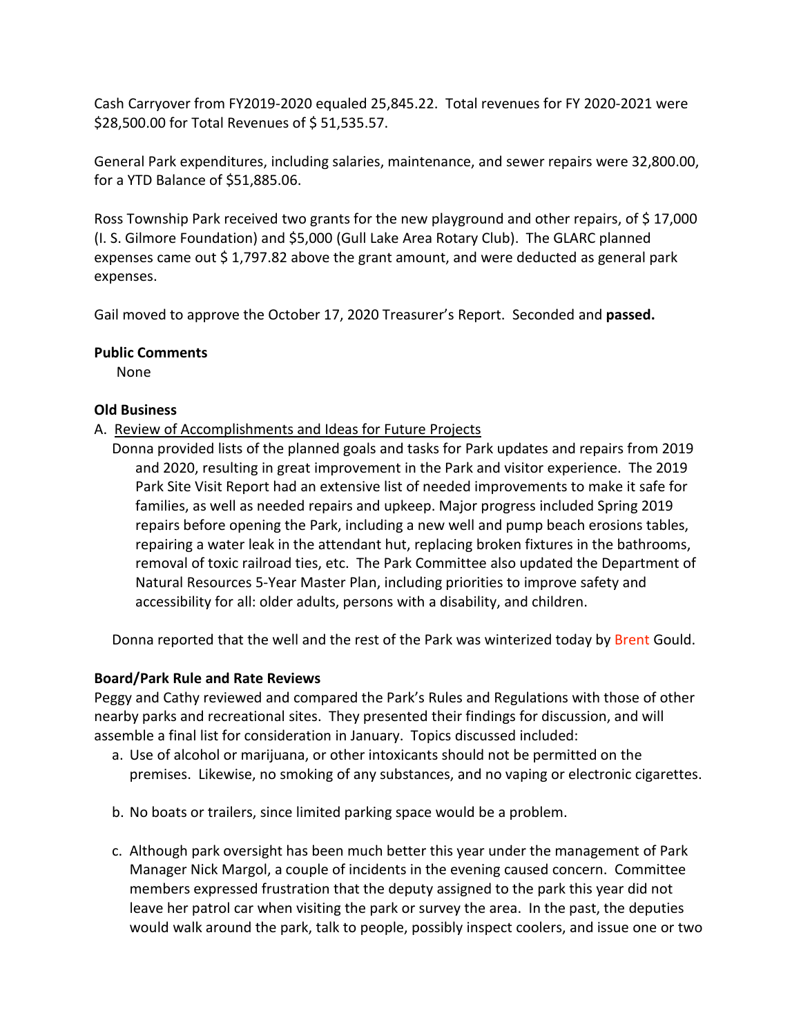Cash Carryover from FY2019-2020 equaled 25,845.22. Total revenues for FY 2020-2021 were $28,500.00 for Total Revenues of $ 51,535.57.

General Park expenditures, including salaries, maintenance, and sewer repairs were 32,800.00, for a YTD Balance of $51,885.06.

Ross Township Park received two grants for the new playground and other repairs, of $ 17,000 (I. S. Gilmore Foundation) and $5,000 (Gull Lake Area Rotary Club). The GLARC planned expenses came out $ 1,797.82 above the grant amount, and were deducted as general park expenses.

Gail moved to approve the October 17, 2020 Treasurer's Report. Seconded and **passed.**

**Public Comments**

None

**Old Business**

A. Review of Accomplishments and Ideas for Future Projects

Donna provided lists of the planned goals and tasks for Park updates and repairs from 2019 and 2020, resulting in great improvement in the Park and visitor experience. The 2019 Park Site Visit Report had an extensive list of needed improvements to make it safe for families, as well as needed repairs and upkeep. Major progress included Spring 2019 repairs before opening the Park, including a new well and pump beach erosions tables, repairing a water leak in the attendant hut, replacing broken fixtures in the bathrooms, removal of toxic railroad ties, etc. The Park Committee also updated the Department of Natural Resources 5-Year Master Plan, including priorities to improve safety and accessibility for all: older adults, persons with a disability, and children.

Donna reported that the well and the rest of the Park was winterized today by Brent Gould.

**Board/Park Rule and Rate Reviews**

Peggy and Cathy reviewed and compared the Park's Rules and Regulations with those of other nearby parks and recreational sites. They presented their findings for discussion, and will assemble a final list for consideration in January. Topics discussed included:

a. Use of alcohol or marijuana, or other intoxicants should not be permitted on the premises. Likewise, no smoking of any substances, and no vaping or electronic cigarettes.

b. No boats or trailers, since limited parking space would be a problem.

c. Although park oversight has been much better this year under the management of Park Manager Nick Margol, a couple of incidents in the evening caused concern. Committee members expressed frustration that the deputy assigned to the park this year did not leave her patrol car when visiting the park or survey the area. In the past, the deputies would walk around the park, talk to people, possibly inspect coolers, and issue one or two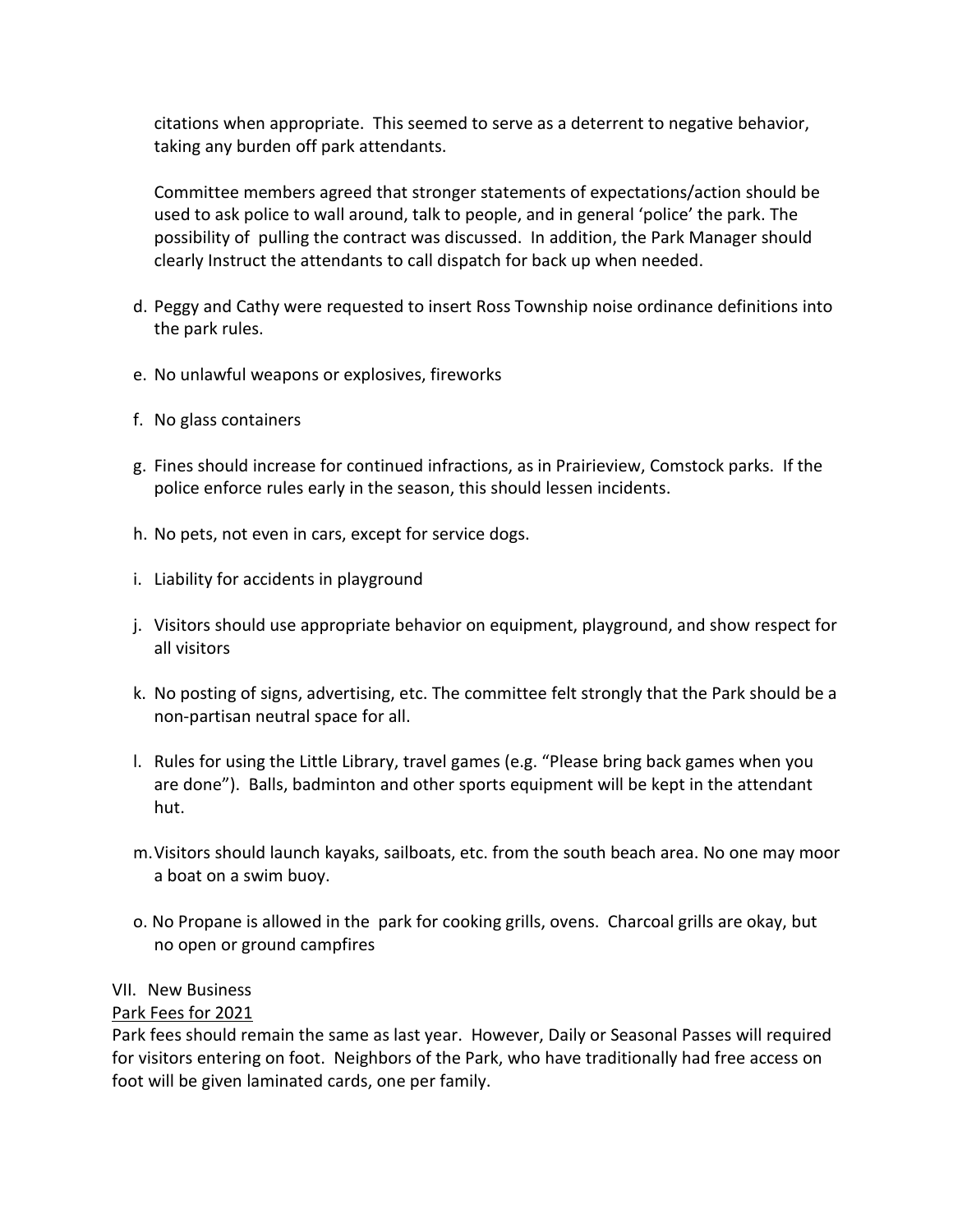citations when appropriate. This seemed to serve as a deterrent to negative behavior, taking any burden off park attendants.

Committee members agreed that stronger statements of expectations/action should be used to ask police to wall around, talk to people, and in general 'police' the park. The possibility of pulling the contract was discussed. In addition, the Park Manager should clearly Instruct the attendants to call dispatch for back up when needed.

d. Peggy and Cathy were requested to insert Ross Township noise ordinance definitions into the park rules.

e. No unlawful weapons or explosives, fireworks

f. No glass containers

g. Fines should increase for continued infractions, as in Prairieview, Comstock parks. If the police enforce rules early in the season, this should lessen incidents.

h. No pets, not even in cars, except for service dogs.

i. Liability for accidents in playground

j. Visitors should use appropriate behavior on equipment, playground, and show respect for all visitors

k. No posting of signs, advertising, etc. The committee felt strongly that the Park should be a non-partisan neutral space for all.

l. Rules for using the Little Library, travel games (e.g. "Please bring back games when you are done"). Balls, badminton and other sports equipment will be kept in the attendant hut.

m. Visitors should launch kayaks, sailboats, etc. from the south beach area. No one may moor a boat on a swim buoy.

o. No Propane is allowed in the park for cooking grills, ovens. Charcoal grills are okay, but no open or ground campfires

VII. New Business

Park Fees for 2021

Park fees should remain the same as last year. However, Daily or Seasonal Passes will required for visitors entering on foot. Neighbors of the Park, who have traditionally had free access on foot will be given laminated cards, one per family.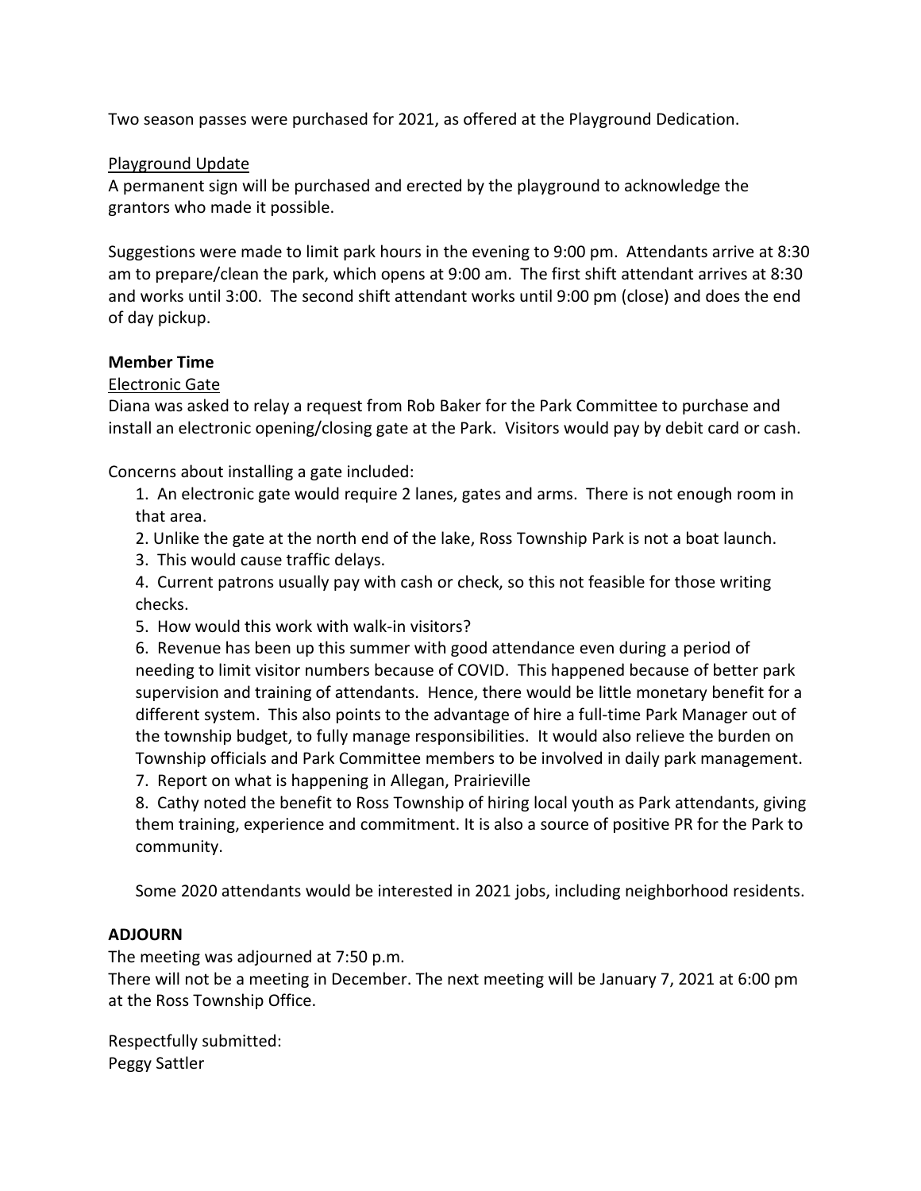Two season passes were purchased for 2021, as offered at the Playground Dedication.

Playground Update

A permanent sign will be purchased and erected by the playground to acknowledge the grantors who made it possible.

Suggestions were made to limit park hours in the evening to 9:00 pm. Attendants arrive at 8:30 am to prepare/clean the park, which opens at 9:00 am. The first shift attendant arrives at 8:30 and works until 3:00. The second shift attendant works until 9:00 pm (close) and does the end of day pickup.

**Member Time**

Electronic Gate

Diana was asked to relay a request from Rob Baker for the Park Committee to purchase and install an electronic opening/closing gate at the Park. Visitors would pay by debit card or cash.

Concerns about installing a gate included:

1. An electronic gate would require 2 lanes, gates and arms. There is not enough room in that area.
2. Unlike the gate at the north end of the lake, Ross Township Park is not a boat launch.
3. This would cause traffic delays.
4. Current patrons usually pay with cash or check, so this not feasible for those writing checks.
5. How would this work with walk-in visitors?
6. Revenue has been up this summer with good attendance even during a period of needing to limit visitor numbers because of COVID. This happened because of better park supervision and training of attendants. Hence, there would be little monetary benefit for a different system. This also points to the advantage of hire a full-time Park Manager out of the township budget, to fully manage responsibilities. It would also relieve the burden on Township officials and Park Committee members to be involved in daily park management.
7. Report on what is happening in Allegan, Prairieville
8. Cathy noted the benefit to Ross Township of hiring local youth as Park attendants, giving them training, experience and commitment. It is also a source of positive PR for the Park to community.

Some 2020 attendants would be interested in 2021 jobs, including neighborhood residents.

**ADJOURN**

The meeting was adjourned at 7:50 p.m.
There will not be a meeting in December. The next meeting will be January 7, 2021 at 6:00 pm at the Ross Township Office.

Respectfully submitted:
Peggy Sattler